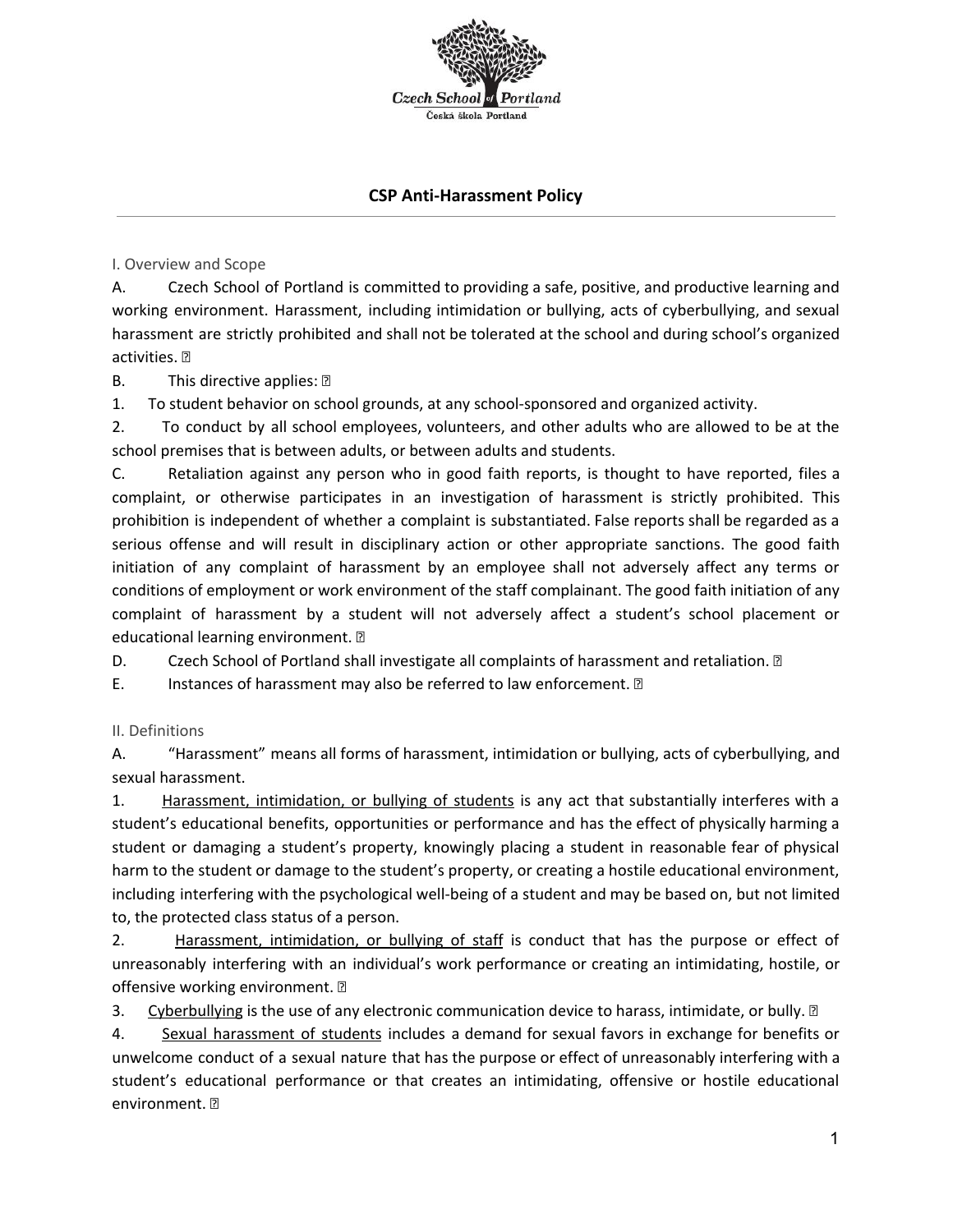# CSP Anti-Harassment Policy

## I. Overview and Scope

A. Czech School of Portland is committed to providing a safe, positive, and productive learning and working environment. Harassment, including intimidation or bullying, acts of cyberbullying, and sexual harassment are strictly prohibited and shall not be tolerated at the school and during school's organized activities.

B. This directive applies:

1. To student behavior on school grounds, at any school-sponsored and organized activity.
2. To conduct by all school employees, volunteers, and other adults who are allowed to be at the school premises that is between adults, or between adults and students.

C. Retaliation against any person who in good faith reports, is thought to have reported, files a complaint, or otherwise participates in an investigation of harassment is strictly prohibited. This prohibition is independent of whether a complaint is substantiated. False reports shall be regarded as a serious offense and will result in disciplinary action or other appropriate sanctions. The good faith initiation of any complaint of harassment by an employee shall not adversely affect any terms or conditions of employment or work environment of the staff complainant. The good faith initiation of any complaint of harassment by a student will not adversely affect a student's school placement or educational learning environment.

D. Czech School of Portland shall investigate all complaints of harassment and retaliation.

E. Instances of harassment may also be referred to law enforcement.

## II. Definitions

A. "Harassment" means all forms of harassment, intimidation or bullying, acts of cyberbullying, and sexual harassment.

1. Harassment, intimidation, or bullying of students is any act that substantially interferes with a student's educational benefits, opportunities or performance and has the effect of physically harming a student or damaging a student's property, knowingly placing a student in reasonable fear of physical harm to the student or damage to the student's property, or creating a hostile educational environment, including interfering with the psychological well-being of a student and may be based on, but not limited to, the protected class status of a person.
2. Harassment, intimidation, or bullying of staff is conduct that has the purpose or effect of unreasonably interfering with an individual's work performance or creating an intimidating, hostile, or offensive working environment.
3. Cyberbullying is the use of any electronic communication device to harass, intimidate, or bully.
4. Sexual harassment of students includes a demand for sexual favors in exchange for benefits or unwelcome conduct of a sexual nature that has the purpose or effect of unreasonably interfering with a student's educational performance or that creates an intimidating, offensive or hostile educational environment.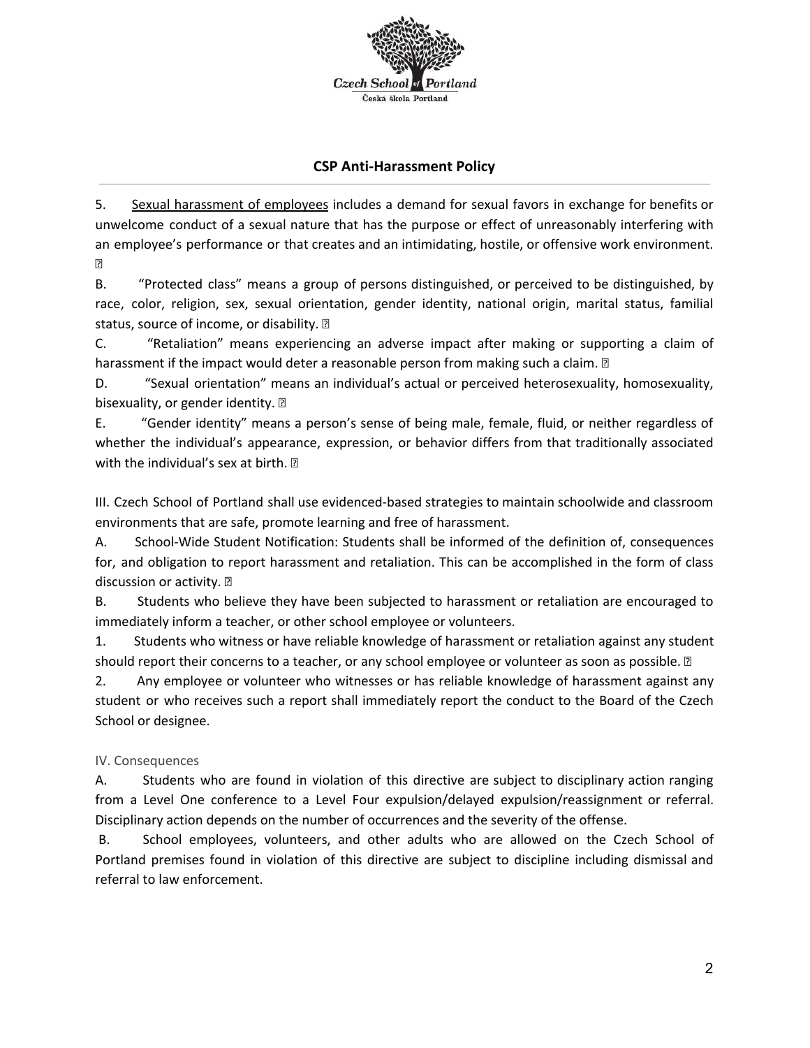## CSP Anti-Harassment Policy

5. <u>Sexual harassment of employees</u> includes a demand for sexual favors in exchange for benefits or unwelcome conduct of a sexual nature that has the purpose or effect of unreasonably interfering with an employee's performance or that creates and an intimidating, hostile, or offensive work environment.

B. "Protected class" means a group of persons distinguished, or perceived to be distinguished, by race, color, religion, sex, sexual orientation, gender identity, national origin, marital status, familial status, source of income, or disability.

C. "Retaliation" means experiencing an adverse impact after making or supporting a claim of harassment if the impact would deter a reasonable person from making such a claim.

D. "Sexual orientation" means an individual's actual or perceived heterosexuality, homosexuality, bisexuality, or gender identity.

E. "Gender identity" means a person's sense of being male, female, fluid, or neither regardless of whether the individual's appearance, expression, or behavior differs from that traditionally associated with the individual's sex at birth.

III. Czech School of Portland shall use evidenced-based strategies to maintain schoolwide and classroom environments that are safe, promote learning and free of harassment.

A. School-Wide Student Notification: Students shall be informed of the definition of, consequences for, and obligation to report harassment and retaliation. This can be accomplished in the form of class discussion or activity.

B. Students who believe they have been subjected to harassment or retaliation are encouraged to immediately inform a teacher, or other school employee or volunteers.

1. Students who witness or have reliable knowledge of harassment or retaliation against any student should report their concerns to a teacher, or any school employee or volunteer as soon as possible.

2. Any employee or volunteer who witnesses or has reliable knowledge of harassment against any student or who receives such a report shall immediately report the conduct to the Board of the Czech School or designee.

IV. Consequences

A. Students who are found in violation of this directive are subject to disciplinary action ranging from a Level One conference to a Level Four expulsion/delayed expulsion/reassignment or referral. Disciplinary action depends on the number of occurrences and the severity of the offense.

B. School employees, volunteers, and other adults who are allowed on the Czech School of Portland premises found in violation of this directive are subject to discipline including dismissal and referral to law enforcement.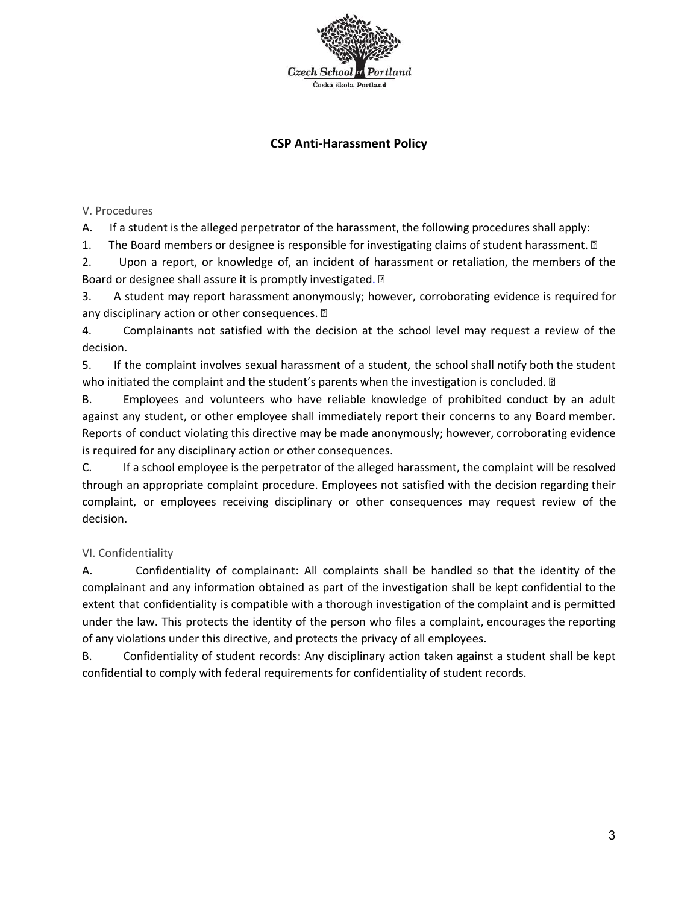V. Procedures

A. If a student is the alleged perpetrator of the harassment, the following procedures shall apply:

1. The Board members or designee is responsible for investigating claims of student harassment.

2. Upon a report, or knowledge of, an incident of harassment or retaliation, the members of the Board or designee shall assure it is promptly investigated.

3. A student may report harassment anonymously; however, corroborating evidence is required for any disciplinary action or other consequences.

4. Complainants not satisfied with the decision at the school level may request a review of the decision.

5. If the complaint involves sexual harassment of a student, the school shall notify both the student who initiated the complaint and the student's parents when the investigation is concluded.

B. Employees and volunteers who have reliable knowledge of prohibited conduct by an adult against any student, or other employee shall immediately report their concerns to any Board member. Reports of conduct violating this directive may be made anonymously; however, corroborating evidence is required for any disciplinary action or other consequences.

C. If a school employee is the perpetrator of the alleged harassment, the complaint will be resolved through an appropriate complaint procedure. Employees not satisfied with the decision regarding their complaint, or employees receiving disciplinary or other consequences may request review of the decision.

VI. Confidentiality

A. Confidentiality of complainant: All complaints shall be handled so that the identity of the complainant and any information obtained as part of the investigation shall be kept confidential to the extent that confidentiality is compatible with a thorough investigation of the complaint and is permitted under the law. This protects the identity of the person who files a complaint, encourages the reporting of any violations under this directive, and protects the privacy of all employees.

B. Confidentiality of student records: Any disciplinary action taken against a student shall be kept confidential to comply with federal requirements for confidentiality of student records.